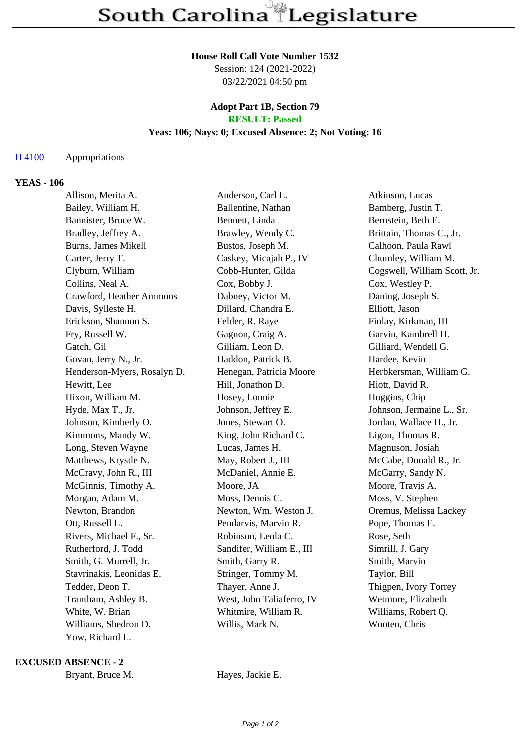# South Carolina Legislature

**House Roll Call Vote Number 1532**
Session: 124 (2021-2022)
03/22/2021 04:50 pm

**Adopt Part 1B, Section 79**
**RESULT: Passed**
**Yeas: 106; Nays: 0; Excused Absence: 2; Not Voting: 16**

H 4100 Appropriations

**YEAS - 106**

| | | |
|---|---|---|
| Allison, Merita A. | Anderson, Carl L. | Atkinson, Lucas |
| Bailey, William H. | Ballentine, Nathan | Bamberg, Justin T. |
| Bannister, Bruce W. | Bennett, Linda | Bernstein, Beth E. |
| Bradley, Jeffrey A. | Brawley, Wendy C. | Brittain, Thomas C., Jr. |
| Burns, James Mikell | Bustos, Joseph M. | Calhoon, Paula Rawl |
| Carter, Jerry T. | Caskey, Micajah P., IV | Chumley, William M. |
| Clyburn, William | Cobb-Hunter, Gilda | Cogswell, William Scott, Jr. |
| Collins, Neal A. | Cox, Bobby J. | Cox, Westley P. |
| Crawford, Heather Ammons | Dabney, Victor M. | Daning, Joseph S. |
| Davis, Sylleste H. | Dillard, Chandra E. | Elliott, Jason |
| Erickson, Shannon S. | Felder, R. Raye | Finlay, Kirkman, III |
| Fry, Russell W. | Gagnon, Craig A. | Garvin, Kambrell H. |
| Gatch, Gil | Gilliam, Leon D. | Gilliard, Wendell G. |
| Govan, Jerry N., Jr. | Haddon, Patrick B. | Hardee, Kevin |
| Henderson-Myers, Rosalyn D. | Henegan, Patricia Moore | Herbkersman, William G. |
| Hewitt, Lee | Hill, Jonathon D. | Hiott, David R. |
| Hixon, William M. | Hosey, Lonnie | Huggins, Chip |
| Hyde, Max T., Jr. | Johnson, Jeffrey E. | Johnson, Jermaine L., Sr. |
| Johnson, Kimberly O. | Jones, Stewart O. | Jordan, Wallace H., Jr. |
| Kimmons, Mandy W. | King, John Richard C. | Ligon, Thomas R. |
| Long, Steven Wayne | Lucas, James H. | Magnuson, Josiah |
| Matthews, Krystle N. | May, Robert J., III | McCabe, Donald R., Jr. |
| McCravy, John R., III | McDaniel, Annie E. | McGarry, Sandy N. |
| McGinnis, Timothy A. | Moore, JA | Moore, Travis A. |
| Morgan, Adam M. | Moss, Dennis C. | Moss, V. Stephen |
| Newton, Brandon | Newton, Wm. Weston J. | Oremus, Melissa Lackey |
| Ott, Russell L. | Pendarvis, Marvin R. | Pope, Thomas E. |
| Rivers, Michael F., Sr. | Robinson, Leola C. | Rose, Seth |
| Rutherford, J. Todd | Sandifer, William E., III | Simrill, J. Gary |
| Smith, G. Murrell, Jr. | Smith, Garry R. | Smith, Marvin |
| Stavrinakis, Leonidas E. | Stringer, Tommy M. | Taylor, Bill |
| Tedder, Deon T. | Thayer, Anne J. | Thigpen, Ivory Torrey |
| Trantham, Ashley B. | West, John Taliaferro, IV | Wetmore, Elizabeth |
| White, W. Brian | Whitmire, William R. | Williams, Robert Q. |
| Williams, Shedron D. | Willis, Mark N. | Wooten, Chris |
| Yow, Richard L. | | |

**EXCUSED ABSENCE - 2**

| | |
|---|---|
| Bryant, Bruce M. | Hayes, Jackie E. |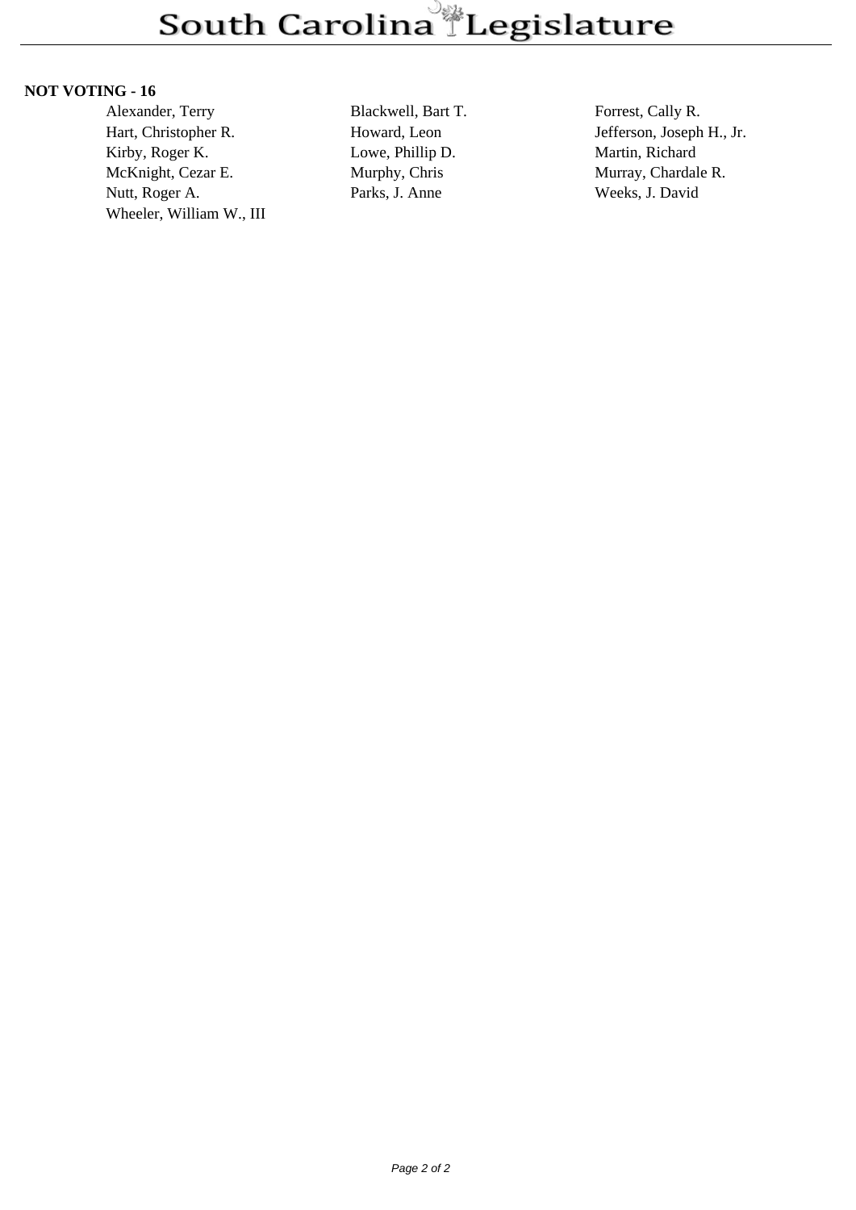**NOT VOTING - 16**

| | | |
|---|---|---|
| Alexander, Terry | Blackwell, Bart T. | Forrest, Cally R. |
| Hart, Christopher R. | Howard, Leon | Jefferson, Joseph H., Jr. |
| Kirby, Roger K. | Lowe, Phillip D. | Martin, Richard |
| McKnight, Cezar E. | Murphy, Chris | Murray, Chardale R. |
| Nutt, Roger A. | Parks, J. Anne | Weeks, J. David |
| Wheeler, William W., III | | |